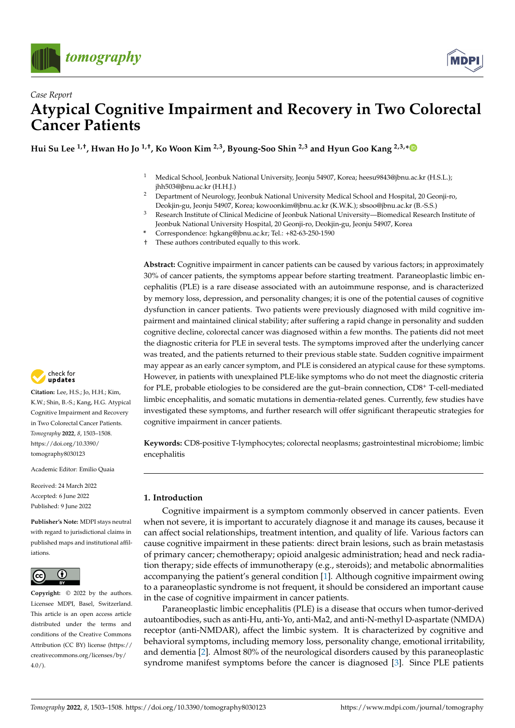*Case Report*

# Atypical Cognitive Impairment and Recovery in Two Colorectal Cancer Patients

**Hui Su Lee [1,†], Hwan Ho Jo [1,†], Ko Woon Kim [2,3], Byoung-Soo Shin [2,3] and Hyun Goo Kang [2,3,*]**

[1] Medical School, Jeonbuk National University, Jeonju 54907, Korea; heesu9843@jbnu.ac.kr (H.S.L.); jhh503@jbnu.ac.kr (H.H.J.)

[2] Department of Neurology, Jeonbuk National University Medical School and Hospital, 20 Geonji-ro, Deokjin-gu, Jeonju 54907, Korea; kowoonkim@jbnu.ac.kr (K.W.K.); sbsoo@jbnu.ac.kr (B.-S.S.)

[3] Research Institute of Clinical Medicine of Jeonbuk National University—Biomedical Research Institute of Jeonbuk National University Hospital, 20 Geonji-ro, Deokjin-gu, Jeonju 54907, Korea

* Correspondence: hgkang@jbnu.ac.kr; Tel.: +82-63-250-1590

† These authors contributed equally to this work.

**Citation:** Lee, H.S.; Jo, H.H.; Kim, K.W.; Shin, B.-S.; Kang, H.G. Atypical Cognitive Impairment and Recovery in Two Colorectal Cancer Patients. *Tomography* **2022**, *8*, 1503–1508. https://doi.org/10.3390/tomography8030123

Academic Editor: Emilio Quaia

Received: 24 March 2022
Accepted: 6 June 2022
Published: 9 June 2022

**Publisher's Note:** MDPI stays neutral with regard to jurisdictional claims in published maps and institutional affiliations.

**Copyright:** © 2022 by the authors. Licensee MDPI, Basel, Switzerland. This article is an open access article distributed under the terms and conditions of the Creative Commons Attribution (CC BY) license (https://creativecommons.org/licenses/by/4.0/).

**Abstract:** Cognitive impairment in cancer patients can be caused by various factors; in approximately 30% of cancer patients, the symptoms appear before starting treatment. Paraneoplastic limbic encephalitis (PLE) is a rare disease associated with an autoimmune response, and is characterized by memory loss, depression, and personality changes; it is one of the potential causes of cognitive dysfunction in cancer patients. Two patients were previously diagnosed with mild cognitive impairment and maintained clinical stability; after suffering a rapid change in personality and sudden cognitive decline, colorectal cancer was diagnosed within a few months. The patients did not meet the diagnostic criteria for PLE in several tests. The symptoms improved after the underlying cancer was treated, and the patients returned to their previous stable state. Sudden cognitive impairment may appear as an early cancer symptom, and PLE is considered an atypical cause for these symptoms. However, in patients with unexplained PLE-like symptoms who do not meet the diagnostic criteria for PLE, probable etiologies to be considered are the gut–brain connection, CD8$^+$ T-cell-mediated limbic encephalitis, and somatic mutations in dementia-related genes. Currently, few studies have investigated these symptoms, and further research will offer significant therapeutic strategies for cognitive impairment in cancer patients.

**Keywords:** CD8-positive T-lymphocytes; colorectal neoplasms; gastrointestinal microbiome; limbic encephalitis

## 1. Introduction

Cognitive impairment is a symptom commonly observed in cancer patients. Even when not severe, it is important to accurately diagnose it and manage its causes, because it can affect social relationships, treatment intention, and quality of life. Various factors can cause cognitive impairment in these patients: direct brain lesions, such as brain metastasis of primary cancer; chemotherapy; opioid analgesic administration; head and neck radiation therapy; side effects of immunotherapy (e.g., steroids); and metabolic abnormalities accompanying the patient's general condition [1]. Although cognitive impairment owing to a paraneoplastic syndrome is not frequent, it should be considered an important cause in the case of cognitive impairment in cancer patients.

Paraneoplastic limbic encephalitis (PLE) is a disease that occurs when tumor-derived autoantibodies, such as anti-Hu, anti-Yo, anti-Ma2, and anti-N-methyl D-aspartate (NMDA) receptor (anti-NMDAR), affect the limbic system. It is characterized by cognitive and behavioral symptoms, including memory loss, personality change, emotional irritability, and dementia [2]. Almost 80% of the neurological disorders caused by this paraneoplastic syndrome manifest symptoms before the cancer is diagnosed [3]. Since PLE patients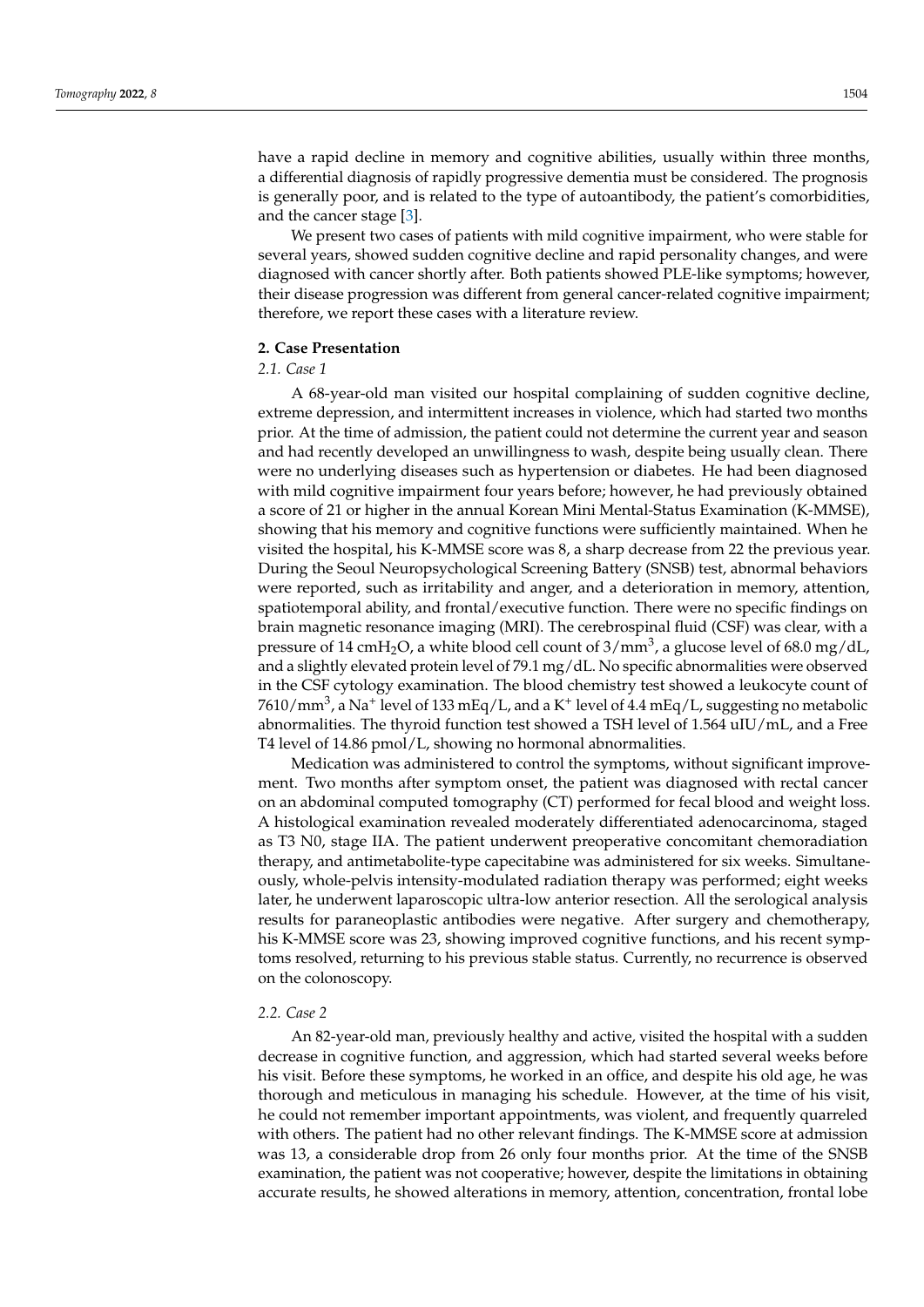have a rapid decline in memory and cognitive abilities, usually within three months, a differential diagnosis of rapidly progressive dementia must be considered. The prognosis is generally poor, and is related to the type of autoantibody, the patient's comorbidities, and the cancer stage [3].

We present two cases of patients with mild cognitive impairment, who were stable for several years, showed sudden cognitive decline and rapid personality changes, and were diagnosed with cancer shortly after. Both patients showed PLE-like symptoms; however, their disease progression was different from general cancer-related cognitive impairment; therefore, we report these cases with a literature review.

## 2. Case Presentation

### *2.1. Case 1*

A 68-year-old man visited our hospital complaining of sudden cognitive decline, extreme depression, and intermittent increases in violence, which had started two months prior. At the time of admission, the patient could not determine the current year and season and had recently developed an unwillingness to wash, despite being usually clean. There were no underlying diseases such as hypertension or diabetes. He had been diagnosed with mild cognitive impairment four years before; however, he had previously obtained a score of 21 or higher in the annual Korean Mini Mental-Status Examination (K-MMSE), showing that his memory and cognitive functions were sufficiently maintained. When he visited the hospital, his K-MMSE score was 8, a sharp decrease from 22 the previous year. During the Seoul Neuropsychological Screening Battery (SNSB) test, abnormal behaviors were reported, such as irritability and anger, and a deterioration in memory, attention, spatiotemporal ability, and frontal/executive function. There were no specific findings on brain magnetic resonance imaging (MRI). The cerebrospinal fluid (CSF) was clear, with a pressure of 14 $cmH_2O$, a white blood cell count of $3/mm^3$, a glucose level of 68.0 mg/dL, and a slightly elevated protein level of 79.1 mg/dL. No specific abnormalities were observed in the CSF cytology examination. The blood chemistry test showed a leukocyte count of $7610/mm^3$, a $Na^+$ level of 133 mEq/L, and a $K^+$ level of 4.4 mEq/L, suggesting no metabolic abnormalities. The thyroid function test showed a TSH level of 1.564 uIU/mL, and a Free T4 level of 14.86 pmol/L, showing no hormonal abnormalities.

Medication was administered to control the symptoms, without significant improvement. Two months after symptom onset, the patient was diagnosed with rectal cancer on an abdominal computed tomography (CT) performed for fecal blood and weight loss. A histological examination revealed moderately differentiated adenocarcinoma, staged as T3 N0, stage IIA. The patient underwent preoperative concomitant chemoradiation therapy, and antimetabolite-type capecitabine was administered for six weeks. Simultaneously, whole-pelvis intensity-modulated radiation therapy was performed; eight weeks later, he underwent laparoscopic ultra-low anterior resection. All the serological analysis results for paraneoplastic antibodies were negative. After surgery and chemotherapy, his K-MMSE score was 23, showing improved cognitive functions, and his recent symptoms resolved, returning to his previous stable status. Currently, no recurrence is observed on the colonoscopy.

### *2.2. Case 2*

An 82-year-old man, previously healthy and active, visited the hospital with a sudden decrease in cognitive function, and aggression, which had started several weeks before his visit. Before these symptoms, he worked in an office, and despite his old age, he was thorough and meticulous in managing his schedule. However, at the time of his visit, he could not remember important appointments, was violent, and frequently quarreled with others. The patient had no other relevant findings. The K-MMSE score at admission was 13, a considerable drop from 26 only four months prior. At the time of the SNSB examination, the patient was not cooperative; however, despite the limitations in obtaining accurate results, he showed alterations in memory, attention, concentration, frontal lobe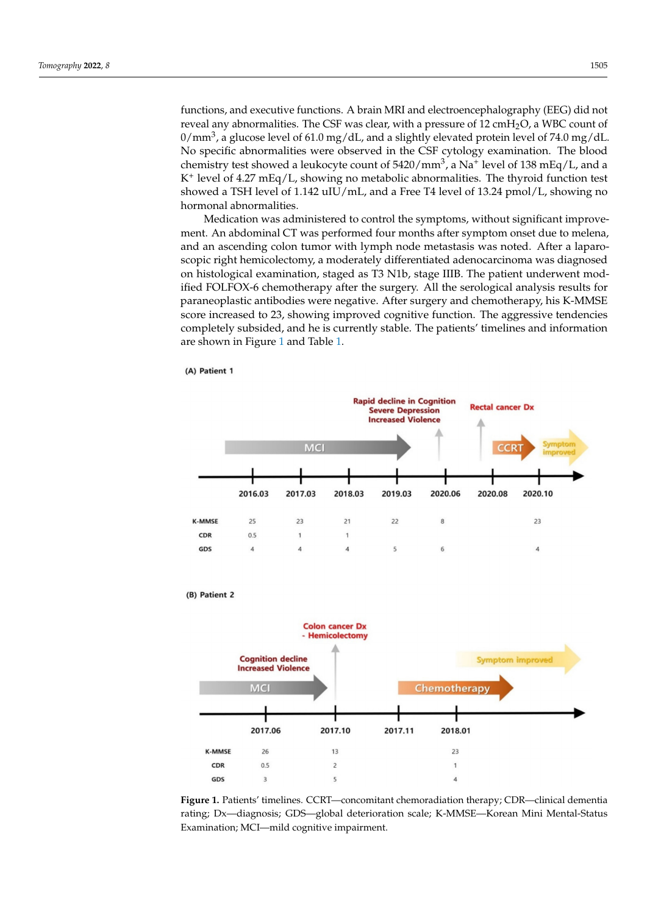functions, and executive functions. A brain MRI and electroencephalography (EEG) did not reveal any abnormalities. The CSF was clear, with a pressure of 12 $cmH_2O$, a WBC count of $0/mm^3$, a glucose level of 61.0 mg/dL, and a slightly elevated protein level of 74.0 mg/dL. No specific abnormalities were observed in the CSF cytology examination. The blood chemistry test showed a leukocyte count of $5420/mm^3$, a $Na^+$ level of 138 mEq/L, and a $K^+$ level of 4.27 mEq/L, showing no metabolic abnormalities. The thyroid function test showed a TSH level of 1.142 uIU/mL, and a Free T4 level of 13.24 pmol/L, showing no hormonal abnormalities.

Medication was administered to control the symptoms, without significant improvement. An abdominal CT was performed four months after symptom onset due to melena, and an ascending colon tumor with lymph node metastasis was noted. After a laparoscopic right hemicolectomy, a moderately differentiated adenocarcinoma was diagnosed on histological examination, staged as T3 N1b, stage IIIB. The patient underwent modified FOLFOX-6 chemotherapy after the surgery. All the serological analysis results for paraneoplastic antibodies were negative. After surgery and chemotherapy, his K-MMSE score increased to 23, showing improved cognitive function. The aggressive tendencies completely subsided, and he is currently stable. The patients' timelines and information are shown in Figure 1 and Table 1.

**Figure 1.** Patients' timelines. CCRT—concomitant chemoradiation therapy; CDR—clinical dementia rating; Dx—diagnosis; GDS—global deterioration scale; K-MMSE—Korean Mini Mental-Status Examination; MCI—mild cognitive impairment.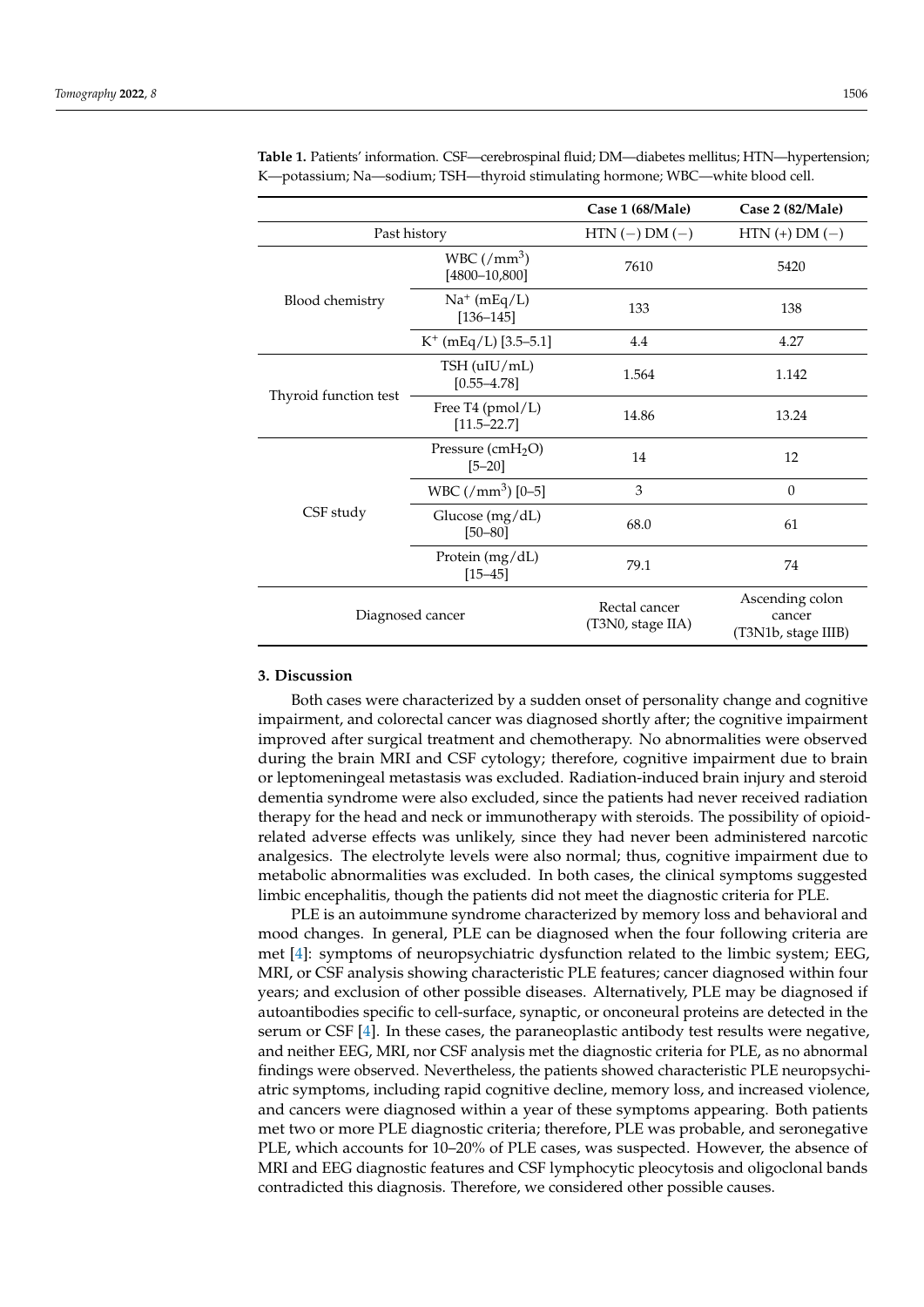**Table 1.** Patients' information. CSF—cerebrospinal fluid; DM—diabetes mellitus; HTN—hypertension; K—potassium; Na—sodium; TSH—thyroid stimulating hormone; WBC—white blood cell.

| | | Case 1 (68/Male) | Case 2 (82/Male) |
|---|---|---|---|
| Past history | | HTN (−) DM (−) | HTN (+) DM (−) |
| Blood chemistry | WBC (/mm$^3$) [4800–10,800] | 7610 | 5420 |
| | Na$^+$ (mEq/L) [136–145] | 133 | 138 |
| | K$^+$ (mEq/L) [3.5–5.1] | 4.4 | 4.27 |
| Thyroid function test | TSH (uIU/mL) [0.55–4.78] | 1.564 | 1.142 |
| | Free T4 (pmol/L) [11.5–22.7] | 14.86 | 13.24 |
| CSF study | Pressure (cm$H_2O$) [5–20] | 14 | 12 |
| | WBC (/mm$^3$) [0–5] | 3 | 0 |
| | Glucose (mg/dL) [50–80] | 68.0 | 61 |
| | Protein (mg/dL) [15–45] | 79.1 | 74 |
| Diagnosed cancer | | Rectal cancer (T3N0, stage IIA) | Ascending colon cancer (T3N1b, stage IIIB) |

## 3. Discussion

Both cases were characterized by a sudden onset of personality change and cognitive impairment, and colorectal cancer was diagnosed shortly after; the cognitive impairment improved after surgical treatment and chemotherapy. No abnormalities were observed during the brain MRI and CSF cytology; therefore, cognitive impairment due to brain or leptomeningeal metastasis was excluded. Radiation-induced brain injury and steroid dementia syndrome were also excluded, since the patients had never received radiation therapy for the head and neck or immunotherapy with steroids. The possibility of opioid-related adverse effects was unlikely, since they had never been administered narcotic analgesics. The electrolyte levels were also normal; thus, cognitive impairment due to metabolic abnormalities was excluded. In both cases, the clinical symptoms suggested limbic encephalitis, though the patients did not meet the diagnostic criteria for PLE.

PLE is an autoimmune syndrome characterized by memory loss and behavioral and mood changes. In general, PLE can be diagnosed when the four following criteria are met [4]: symptoms of neuropsychiatric dysfunction related to the limbic system; EEG, MRI, or CSF analysis showing characteristic PLE features; cancer diagnosed within four years; and exclusion of other possible diseases. Alternatively, PLE may be diagnosed if autoantibodies specific to cell-surface, synaptic, or onconeural proteins are detected in the serum or CSF [4]. In these cases, the paraneoplastic antibody test results were negative, and neither EEG, MRI, nor CSF analysis met the diagnostic criteria for PLE, as no abnormal findings were observed. Nevertheless, the patients showed characteristic PLE neuropsychiatric symptoms, including rapid cognitive decline, memory loss, and increased violence, and cancers were diagnosed within a year of these symptoms appearing. Both patients met two or more PLE diagnostic criteria; therefore, PLE was probable, and seronegative PLE, which accounts for 10–20% of PLE cases, was suspected. However, the absence of MRI and EEG diagnostic features and CSF lymphocytic pleocytosis and oligoclonal bands contradicted this diagnosis. Therefore, we considered other possible causes.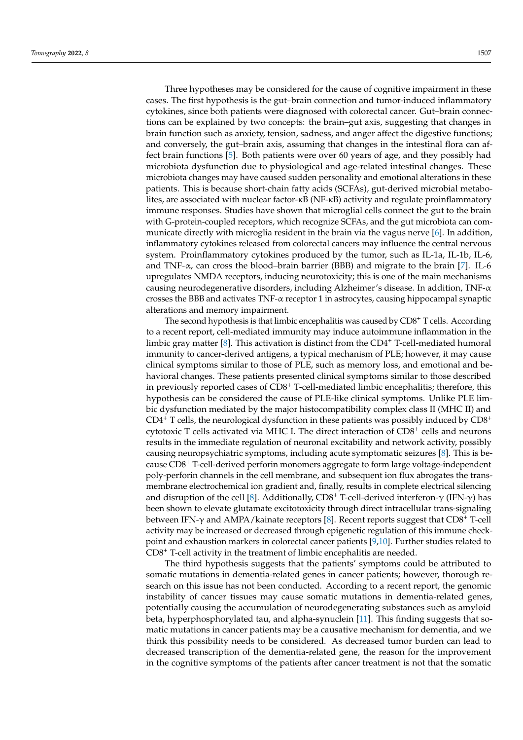Three hypotheses may be considered for the cause of cognitive impairment in these cases. The first hypothesis is the gut–brain connection and tumor-induced inflammatory cytokines, since both patients were diagnosed with colorectal cancer. Gut–brain connections can be explained by two concepts: the brain–gut axis, suggesting that changes in brain function such as anxiety, tension, sadness, and anger affect the digestive functions; and conversely, the gut–brain axis, assuming that changes in the intestinal flora can affect brain functions [5]. Both patients were over 60 years of age, and they possibly had microbiota dysfunction due to physiological and age-related intestinal changes. These microbiota changes may have caused sudden personality and emotional alterations in these patients. This is because short-chain fatty acids (SCFAs), gut-derived microbial metabolites, are associated with nuclear factor-κB (NF-κB) activity and regulate proinflammatory immune responses. Studies have shown that microglial cells connect the gut to the brain with G-protein-coupled receptors, which recognize SCFAs, and the gut microbiota can communicate directly with microglia resident in the brain via the vagus nerve [6]. In addition, inflammatory cytokines released from colorectal cancers may influence the central nervous system. Proinflammatory cytokines produced by the tumor, such as IL-1a, IL-1b, IL-6, and TNF-α, can cross the blood–brain barrier (BBB) and migrate to the brain [7]. IL-6 upregulates NMDA receptors, inducing neurotoxicity; this is one of the main mechanisms causing neurodegenerative disorders, including Alzheimer's disease. In addition, TNF-α crosses the BBB and activates TNF-α receptor 1 in astrocytes, causing hippocampal synaptic alterations and memory impairment.

The second hypothesis is that limbic encephalitis was caused by $CD8^+$ T cells. According to a recent report, cell-mediated immunity may induce autoimmune inflammation in the limbic gray matter [8]. This activation is distinct from the $CD4^+$ T-cell-mediated humoral immunity to cancer-derived antigens, a typical mechanism of PLE; however, it may cause clinical symptoms similar to those of PLE, such as memory loss, and emotional and behavioral changes. These patients presented clinical symptoms similar to those described in previously reported cases of $CD8^+$ T-cell-mediated limbic encephalitis; therefore, this hypothesis can be considered the cause of PLE-like clinical symptoms. Unlike PLE limbic dysfunction mediated by the major histocompatibility complex class II (MHC II) and $CD4^+$ T cells, the neurological dysfunction in these patients was possibly induced by $CD8^+$ cytotoxic T cells activated via MHC I. The direct interaction of $CD8^+$ cells and neurons results in the immediate regulation of neuronal excitability and network activity, possibly causing neuropsychiatric symptoms, including acute symptomatic seizures [8]. This is because $CD8^+$ T-cell-derived perforin monomers aggregate to form large voltage-independent poly-perforin channels in the cell membrane, and subsequent ion flux abrogates the transmembrane electrochemical ion gradient and, finally, results in complete electrical silencing and disruption of the cell [8]. Additionally, $CD8^+$ T-cell-derived interferon-γ (IFN-γ) has been shown to elevate glutamate excitotoxicity through direct intracellular trans-signaling between IFN-γ and AMPA/kainate receptors [8]. Recent reports suggest that $CD8^+$ T-cell activity may be increased or decreased through epigenetic regulation of this immune checkpoint and exhaustion markers in colorectal cancer patients [9,10]. Further studies related to $CD8^+$ T-cell activity in the treatment of limbic encephalitis are needed.

The third hypothesis suggests that the patients' symptoms could be attributed to somatic mutations in dementia-related genes in cancer patients; however, thorough research on this issue has not been conducted. According to a recent report, the genomic instability of cancer tissues may cause somatic mutations in dementia-related genes, potentially causing the accumulation of neurodegenerating substances such as amyloid beta, hyperphosphorylated tau, and alpha-synuclein [11]. This finding suggests that somatic mutations in cancer patients may be a causative mechanism for dementia, and we think this possibility needs to be considered. As decreased tumor burden can lead to decreased transcription of the dementia-related gene, the reason for the improvement in the cognitive symptoms of the patients after cancer treatment is not that the somatic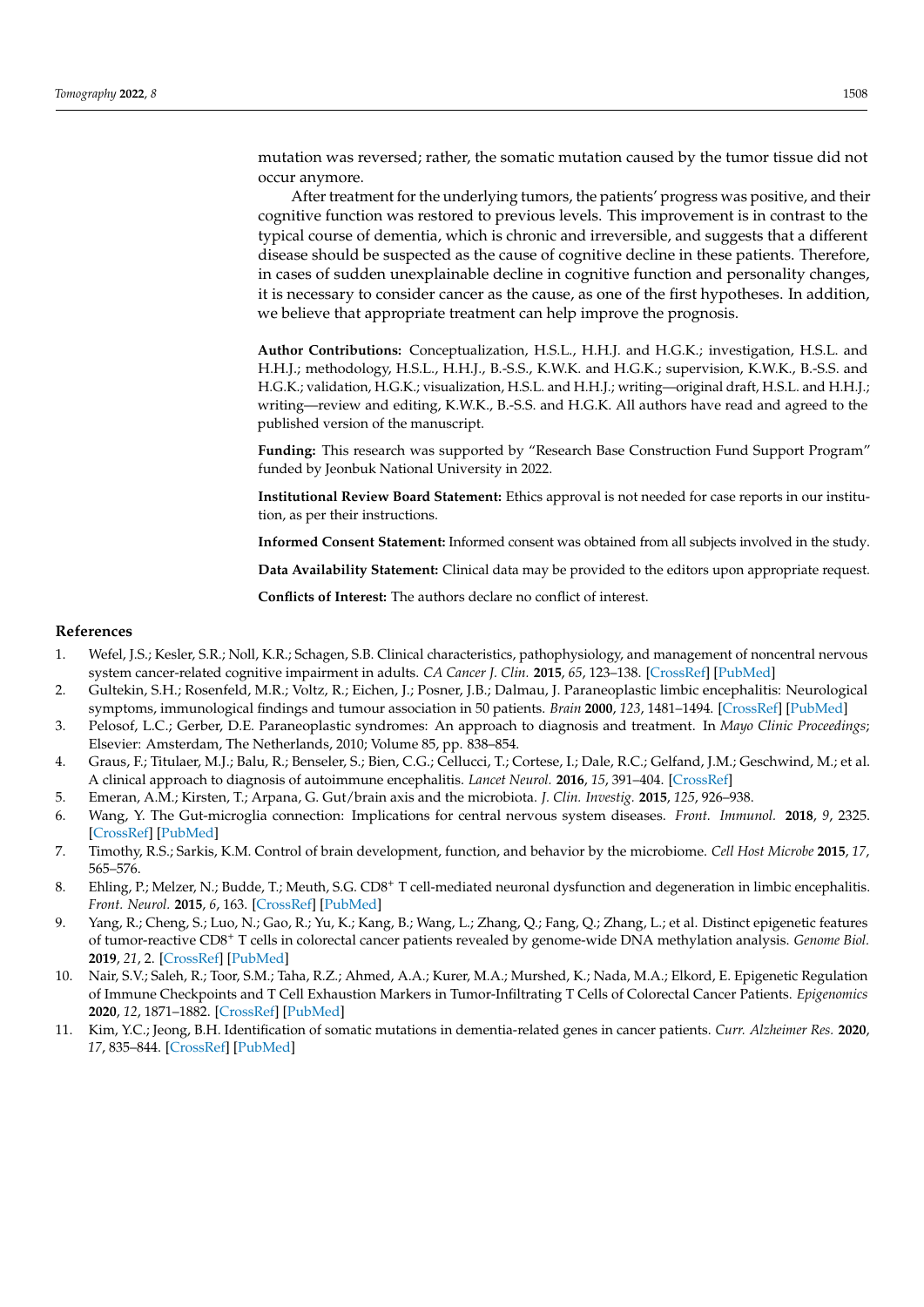mutation was reversed; rather, the somatic mutation caused by the tumor tissue did not occur anymore.

After treatment for the underlying tumors, the patients' progress was positive, and their cognitive function was restored to previous levels. This improvement is in contrast to the typical course of dementia, which is chronic and irreversible, and suggests that a different disease should be suspected as the cause of cognitive decline in these patients. Therefore, in cases of sudden unexplainable decline in cognitive function and personality changes, it is necessary to consider cancer as the cause, as one of the first hypotheses. In addition, we believe that appropriate treatment can help improve the prognosis.

**Author Contributions:** Conceptualization, H.S.L., H.H.J. and H.G.K.; investigation, H.S.L. and H.H.J.; methodology, H.S.L., H.H.J., B.-S.S., K.W.K. and H.G.K.; supervision, K.W.K., B.-S.S. and H.G.K.; validation, H.G.K.; visualization, H.S.L. and H.H.J.; writing—original draft, H.S.L. and H.H.J.; writing—review and editing, K.W.K., B.-S.S. and H.G.K. All authors have read and agreed to the published version of the manuscript.

**Funding:** This research was supported by "Research Base Construction Fund Support Program" funded by Jeonbuk National University in 2022.

**Institutional Review Board Statement:** Ethics approval is not needed for case reports in our institution, as per their instructions.

**Informed Consent Statement:** Informed consent was obtained from all subjects involved in the study.

**Data Availability Statement:** Clinical data may be provided to the editors upon appropriate request.

**Conflicts of Interest:** The authors declare no conflict of interest.

## References

1. Wefel, J.S.; Kesler, S.R.; Noll, K.R.; Schagen, S.B. Clinical characteristics, pathophysiology, and management of noncentral nervous system cancer-related cognitive impairment in adults. *CA Cancer J. Clin.* **2015**, *65*, 123–138. [CrossRef] [PubMed]
2. Gultekin, S.H.; Rosenfeld, M.R.; Voltz, R.; Eichen, J.; Posner, J.B.; Dalmau, J. Paraneoplastic limbic encephalitis: Neurological symptoms, immunological findings and tumour association in 50 patients. *Brain* **2000**, *123*, 1481–1494. [CrossRef] [PubMed]
3. Pelosof, L.C.; Gerber, D.E. Paraneoplastic syndromes: An approach to diagnosis and treatment. In *Mayo Clinic Proceedings*; Elsevier: Amsterdam, The Netherlands, 2010; Volume 85, pp. 838–854.
4. Graus, F.; Titulaer, M.J.; Balu, R.; Benseler, S.; Bien, C.G.; Cellucci, T.; Cortese, I.; Dale, R.C.; Gelfand, J.M.; Geschwind, M.; et al. A clinical approach to diagnosis of autoimmune encephalitis. *Lancet Neurol.* **2016**, *15*, 391–404. [CrossRef]
5. Emeran, A.M.; Kirsten, T.; Arpana, G. Gut/brain axis and the microbiota. *J. Clin. Investig.* **2015**, *125*, 926–938.
6. Wang, Y. The Gut-microglia connection: Implications for central nervous system diseases. *Front. Immunol.* **2018**, *9*, 2325. [CrossRef] [PubMed]
7. Timothy, R.S.; Sarkis, K.M. Control of brain development, function, and behavior by the microbiome. *Cell Host Microbe* **2015**, *17*, 565–576.
8. Ehling, P.; Melzer, N.; Budde, T.; Meuth, S.G. $CD8^+$ T cell-mediated neuronal dysfunction and degeneration in limbic encephalitis. *Front. Neurol.* **2015**, *6*, 163. [CrossRef] [PubMed]
9. Yang, R.; Cheng, S.; Luo, N.; Gao, R.; Yu, K.; Kang, B.; Wang, L.; Zhang, Q.; Fang, Q.; Zhang, L.; et al. Distinct epigenetic features of tumor-reactive $CD8^+$ T cells in colorectal cancer patients revealed by genome-wide DNA methylation analysis. *Genome Biol.* **2019**, *21*, 2. [CrossRef] [PubMed]
10. Nair, S.V.; Saleh, R.; Toor, S.M.; Taha, R.Z.; Ahmed, A.A.; Kurer, M.A.; Murshed, K.; Nada, M.A.; Elkord, E. Epigenetic Regulation of Immune Checkpoints and T Cell Exhaustion Markers in Tumor-Infiltrating T Cells of Colorectal Cancer Patients. *Epigenomics* **2020**, *12*, 1871–1882. [CrossRef] [PubMed]
11. Kim, Y.C.; Jeong, B.H. Identification of somatic mutations in dementia-related genes in cancer patients. *Curr. Alzheimer Res.* **2020**, *17*, 835–844. [CrossRef] [PubMed]